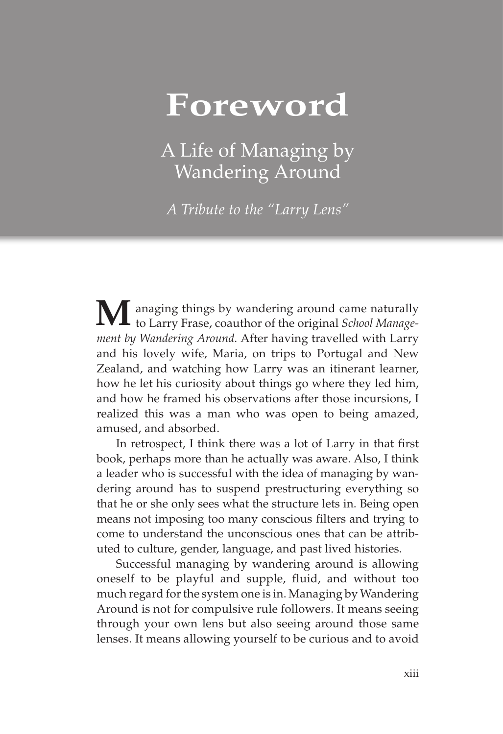# Foreword

## A Life of Managing by Wandering Around

*A Tribute to the "Larry Lens"*

Managing things by wandering around came naturally to Larry Frase, coauthor of the original *School Management by Wandering Around.* After having travelled with Larry and his lovely wife, Maria, on trips to Portugal and New Zealand, and watching how Larry was an itinerant learner, how he let his curiosity about things go where they led him, and how he framed his observations after those incursions, I realized this was a man who was open to being amazed, amused, and absorbed.

In retrospect, I think there was a lot of Larry in that first book, perhaps more than he actually was aware. Also, I think a leader who is successful with the idea of managing by wandering around has to suspend prestructuring everything so that he or she only sees what the structure lets in. Being open means not imposing too many conscious filters and trying to come to understand the unconscious ones that can be attributed to culture, gender, language, and past lived histories.

Successful managing by wandering around is allowing oneself to be playful and supple, fluid, and without too much regard for the system one is in. Managing by Wandering Around is not for compulsive rule followers. It means seeing through your own lens but also seeing around those same lenses. It means allowing yourself to be curious and to avoid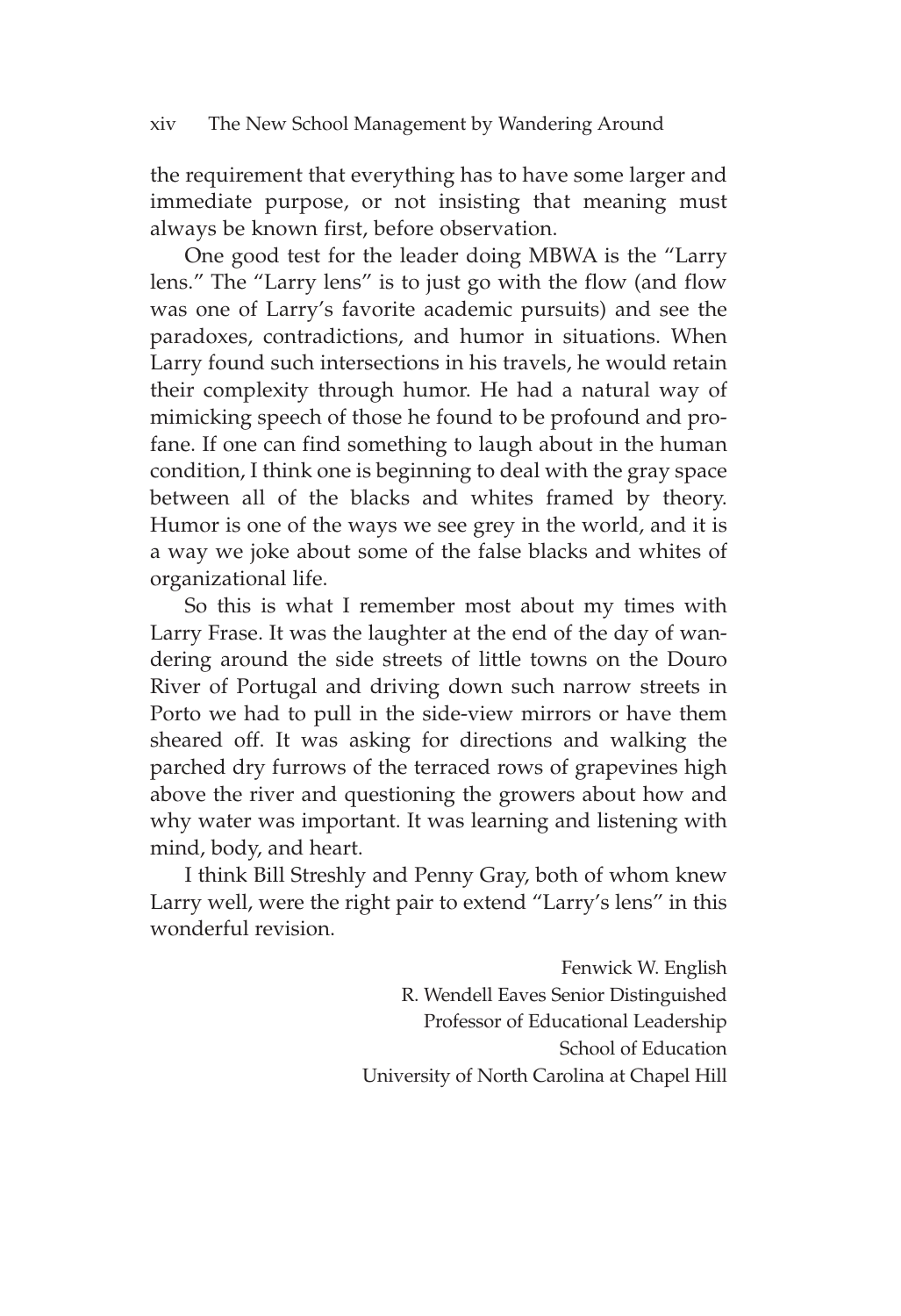the requirement that everything has to have some larger and immediate purpose, or not insisting that meaning must always be known first, before observation.

One good test for the leader doing MBWA is the "Larry lens." The "Larry lens" is to just go with the flow (and flow was one of Larry's favorite academic pursuits) and see the paradoxes, contradictions, and humor in situations. When Larry found such intersections in his travels, he would retain their complexity through humor. He had a natural way of mimicking speech of those he found to be profound and profane. If one can find something to laugh about in the human condition, I think one is beginning to deal with the gray space between all of the blacks and whites framed by theory. Humor is one of the ways we see grey in the world, and it is a way we joke about some of the false blacks and whites of organizational life.

So this is what I remember most about my times with Larry Frase. It was the laughter at the end of the day of wandering around the side streets of little towns on the Douro River of Portugal and driving down such narrow streets in Porto we had to pull in the side-view mirrors or have them sheared off. It was asking for directions and walking the parched dry furrows of the terraced rows of grapevines high above the river and questioning the growers about how and why water was important. It was learning and listening with mind, body, and heart.

I think Bill Streshly and Penny Gray, both of whom knew Larry well, were the right pair to extend "Larry's lens" in this wonderful revision.

Fenwick W. English
R. Wendell Eaves Senior Distinguished
Professor of Educational Leadership
School of Education
University of North Carolina at Chapel Hill